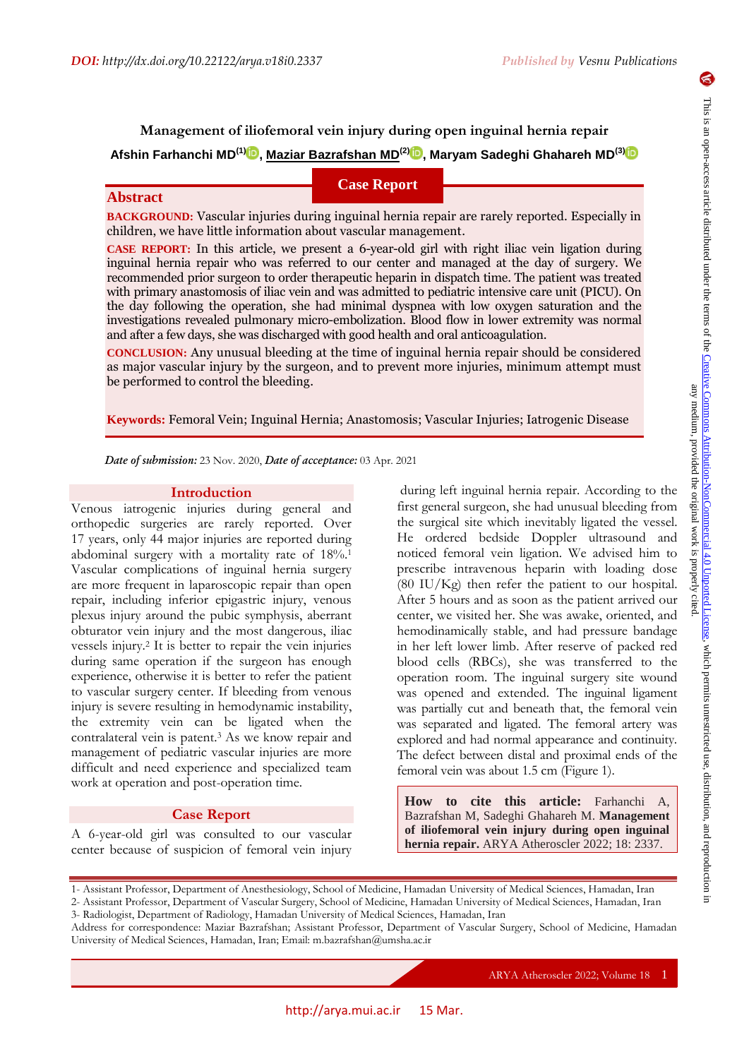# Management of iliofemoral vein injury during open inguinal hernia repair

**Afshin Farhanchi MD[1], Maziar Bazrafshan MD[2], Maryam Sadeghi Ghahareh MD[3]**

**Case Report**

## Abstract

**BACKGROUND:** Vascular injuries during inguinal hernia repair are rarely reported. Especially in children, we have little information about vascular management.

**CASE REPORT:** In this article, we present a 6-year-old girl with right iliac vein ligation during inguinal hernia repair who was referred to our center and managed at the day of surgery. We recommended prior surgeon to order therapeutic heparin in dispatch time. The patient was treated with primary anastomosis of iliac vein and was admitted to pediatric intensive care unit (PICU). On the day following the operation, she had minimal dyspnea with low oxygen saturation and the investigations revealed pulmonary micro-embolization. Blood flow in lower extremity was normal and after a few days, she was discharged with good health and oral anticoagulation.

**CONCLUSION:** Any unusual bleeding at the time of inguinal hernia repair should be considered as major vascular injury by the surgeon, and to prevent more injuries, minimum attempt must be performed to control the bleeding.

**Keywords:** Femoral Vein; Inguinal Hernia; Anastomosis; Vascular Injuries; Iatrogenic Disease

***Date of submission:*** 23 Nov. 2020, ***Date of acceptance:*** 03 Apr. 2021

## Introduction

Venous iatrogenic injuries during general and orthopedic surgeries are rarely reported. Over 17 years, only 44 major injuries are reported during abdominal surgery with a mortality rate of 18%.[1] Vascular complications of inguinal hernia surgery are more frequent in laparoscopic repair than open repair, including inferior epigastric injury, venous plexus injury around the pubic symphysis, aberrant obturator vein injury and the most dangerous, iliac vessels injury.[2] It is better to repair the vein injuries during same operation if the surgeon has enough experience, otherwise it is better to refer the patient to vascular surgery center. If bleeding from venous injury is severe resulting in hemodynamic instability, the extremity vein can be ligated when the contralateral vein is patent.[3] As we know repair and management of pediatric vascular injuries are more difficult and need experience and specialized team work at operation and post-operation time.

## Case Report

A 6-year-old girl was consulted to our vascular center because of suspicion of femoral vein injury during left inguinal hernia repair. According to the first general surgeon, she had unusual bleeding from the surgical site which inevitably ligated the vessel. He ordered bedside Doppler ultrasound and noticed femoral vein ligation. We advised him to prescribe intravenous heparin with loading dose (80 IU/Kg) then refer the patient to our hospital. After 5 hours and as soon as the patient arrived our center, we visited her. She was awake, oriented, and hemodynamically stable, and had pressure bandage in her left lower limb. After reserve of packed red blood cells (RBCs), she was transferred to the operation room. The inguinal surgery site wound was opened and extended. The inguinal ligament was partially cut and beneath that, the femoral vein was separated and ligated. The femoral artery was explored and had normal appearance and continuity. The defect between distal and proximal ends of the femoral vein was about 1.5 cm (Figure 1).

**How to cite this article:** Farhanchi A, Bazrafshan M, Sadeghi Ghahareh M. **Management of iliofemoral vein injury during open inguinal hernia repair.** ARYA Atheroscler 2022; 18: 2337.

1- Assistant Professor, Department of Anesthesiology, School of Medicine, Hamadan University of Medical Sciences, Hamadan, Iran
2- Assistant Professor, Department of Vascular Surgery, School of Medicine, Hamadan University of Medical Sciences, Hamadan, Iran
3- Radiologist, Department of Radiology, Hamadan University of Medical Sciences, Hamadan, Iran

Address for correspondence: Maziar Bazrafshan; Assistant Professor, Department of Vascular Surgery, School of Medicine, Hamadan University of Medical Sciences, Hamadan, Iran; Email: m.bazrafshan@umsha.ac.ir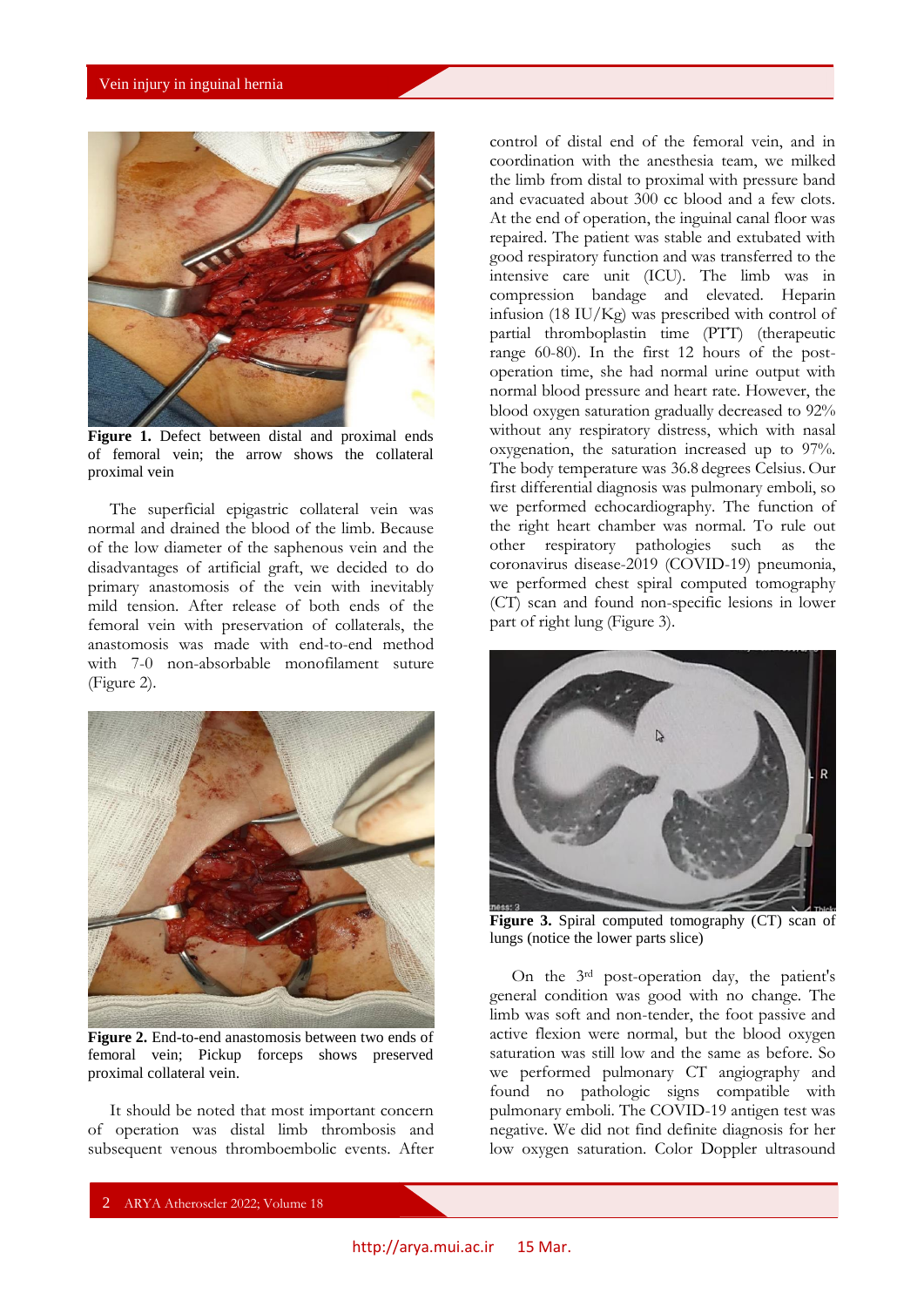Figure 1. Defect between distal and proximal ends of femoral vein; the arrow shows the collateral proximal vein

The superficial epigastric collateral vein was normal and drained the blood of the limb. Because of the low diameter of the saphenous vein and the disadvantages of artificial graft, we decided to do primary anastomosis of the vein with inevitably mild tension. After release of both ends of the femoral vein with preservation of collaterals, the anastomosis was made with end-to-end method with 7-0 non-absorbable monofilament suture (Figure 2).

Figure 2. End-to-end anastomosis between two ends of femoral vein; Pickup forceps shows preserved proximal collateral vein.

It should be noted that most important concern of operation was distal limb thrombosis and subsequent venous thromboembolic events. After control of distal end of the femoral vein, and in coordination with the anesthesia team, we milked the limb from distal to proximal with pressure band and evacuated about 300 cc blood and a few clots. At the end of operation, the inguinal canal floor was repaired. The patient was stable and extubated with good respiratory function and was transferred to the intensive care unit (ICU). The limb was in compression bandage and elevated. Heparin infusion (18 IU/Kg) was prescribed with control of partial thromboplastin time (PTT) (therapeutic range 60-80). In the first 12 hours of the post-operation time, she had normal urine output with normal blood pressure and heart rate. However, the blood oxygen saturation gradually decreased to 92% without any respiratory distress, which with nasal oxygenation, the saturation increased up to 97%. The body temperature was 36.8 degrees Celsius. Our first differential diagnosis was pulmonary emboli, so we performed echocardiography. The function of the right heart chamber was normal. To rule out other respiratory pathologies such as the coronavirus disease-2019 (COVID-19) pneumonia, we performed chest spiral computed tomography (CT) scan and found non-specific lesions in lower part of right lung (Figure 3).

Figure 3. Spiral computed tomography (CT) scan of lungs (notice the lower parts slice)

On the 3rd post-operation day, the patient's general condition was good with no change. The limb was soft and non-tender, the foot passive and active flexion were normal, but the blood oxygen saturation was still low and the same as before. So we performed pulmonary CT angiography and found no pathologic signs compatible with pulmonary emboli. The COVID-19 antigen test was negative. We did not find definite diagnosis for her low oxygen saturation. Color Doppler ultrasound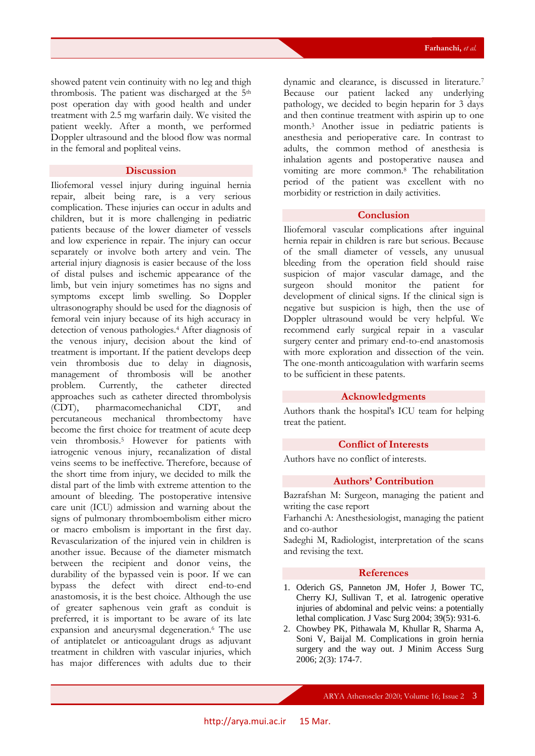showed patent vein continuity with no leg and thigh thrombosis. The patient was discharged at the 5th post operation day with good health and under treatment with 2.5 mg warfarin daily. We visited the patient weekly. After a month, we performed Doppler ultrasound and the blood flow was normal in the femoral and popliteal veins.

## Discussion

Iliofemoral vessel injury during inguinal hernia repair, albeit being rare, is a very serious complication. These injuries can occur in adults and children, but it is more challenging in pediatric patients because of the lower diameter of vessels and low experience in repair. The injury can occur separately or involve both artery and vein. The arterial injury diagnosis is easier because of the loss of distal pulses and ischemic appearance of the limb, but vein injury sometimes has no signs and symptoms except limb swelling. So Doppler ultrasonography should be used for the diagnosis of femoral vein injury because of its high accuracy in detection of venous pathologies.[4] After diagnosis of the venous injury, decision about the kind of treatment is important. If the patient develops deep vein thrombosis due to delay in diagnosis, management of thrombosis will be another problem. Currently, the catheter directed approaches such as catheter directed thrombolysis (CDT), pharmacomechanichal CDT, and percutaneous mechanical thrombectomy have become the first choice for treatment of acute deep vein thrombosis.[5] However for patients with iatrogenic venous injury, recanalization of distal veins seems to be ineffective. Therefore, because of the short time from injury, we decided to milk the distal part of the limb with extreme attention to the amount of bleeding. The postoperative intensive care unit (ICU) admission and warning about the signs of pulmonary thromboembolism either micro or macro embolism is important in the first day. Revascularization of the injured vein in children is another issue. Because of the diameter mismatch between the recipient and donor veins, the durability of the bypassed vein is poor. If we can bypass the defect with direct end-to-end anastomosis, it is the best choice. Although the use of greater saphenous vein graft as conduit is preferred, it is important to be aware of its late expansion and aneurysmal degeneration.[6] The use of antiplatelet or anticoagulant drugs as adjuvant treatment in children with vascular injuries, which has major differences with adults due to their dynamic and clearance, is discussed in literature.[7] Because our patient lacked any underlying pathology, we decided to begin heparin for 3 days and then continue treatment with aspirin up to one month.[3] Another issue in pediatric patients is anesthesia and perioperative care. In contrast to adults, the common method of anesthesia is inhalation agents and postoperative nausea and vomiting are more common.[8] The rehabilitation period of the patient was excellent with no morbidity or restriction in daily activities.

## Conclusion

Iliofemoral vascular complications after inguinal hernia repair in children is rare but serious. Because of the small diameter of vessels, any unusual bleeding from the operation field should raise suspicion of major vascular damage, and the surgeon should monitor the patient for development of clinical signs. If the clinical sign is negative but suspicion is high, then the use of Doppler ultrasound would be very helpful. We recommend early surgical repair in a vascular surgery center and primary end-to-end anastomosis with more exploration and dissection of the vein. The one-month anticoagulation with warfarin seems to be sufficient in these patents.

## Acknowledgments

Authors thank the hospital's ICU team for helping treat the patient.

## Conflict of Interests

Authors have no conflict of interests.

## Authors' Contribution

Bazrafshan M: Surgeon, managing the patient and writing the case report

Farhanchi A: Anesthesiologist, managing the patient and co-author

Sadeghi M, Radiologist, interpretation of the scans and revising the text.

## References

1. Oderich GS, Panneton JM, Hofer J, Bower TC, Cherry KJ, Sullivan T, et al. Iatrogenic operative injuries of abdominal and pelvic veins: a potentially lethal complication. J Vasc Surg 2004; 39(5): 931-6.
2. Chowbey PK, Pithawala M, Khullar R, Sharma A, Soni V, Baijal M. Complications in groin hernia surgery and the way out. J Minim Access Surg 2006; 2(3): 174-7.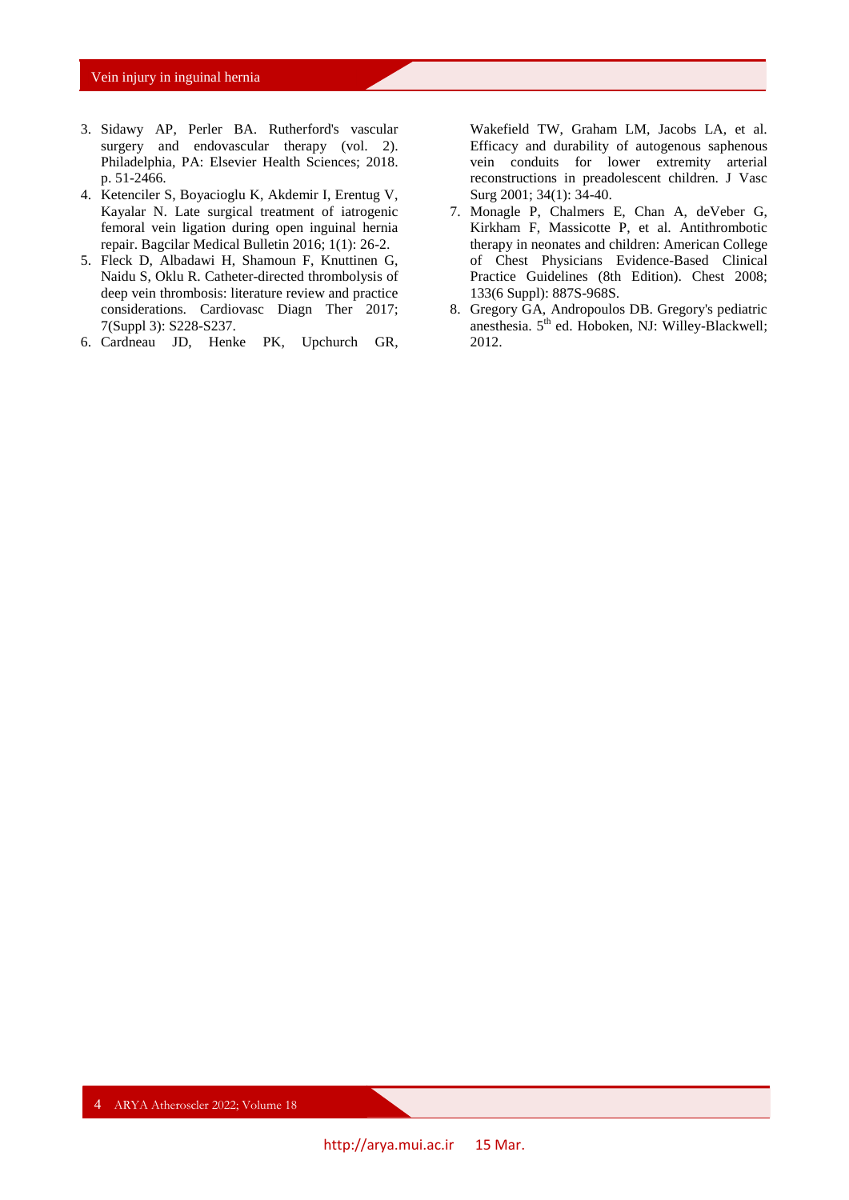3. Sidawy AP, Perler BA. Rutherford's vascular surgery and endovascular therapy (vol. 2). Philadelphia, PA: Elsevier Health Sciences; 2018. p. 51-2466.
4. Ketenciler S, Boyacioglu K, Akdemir I, Erentug V, Kayalar N. Late surgical treatment of iatrogenic femoral vein ligation during open inguinal hernia repair. Bagcilar Medical Bulletin 2016; 1(1): 26-2.
5. Fleck D, Albadawi H, Shamoun F, Knuttinen G, Naidu S, Oklu R. Catheter-directed thrombolysis of deep vein thrombosis: literature review and practice considerations. Cardiovasc Diagn Ther 2017; 7(Suppl 3): S228-S237.
6. Cardneau JD, Henke PK, Upchurch GR, Wakefield TW, Graham LM, Jacobs LA, et al. Efficacy and durability of autogenous saphenous vein conduits for lower extremity arterial reconstructions in preadolescent children. J Vasc Surg 2001; 34(1): 34-40.
7. Monagle P, Chalmers E, Chan A, deVeber G, Kirkham F, Massicotte P, et al. Antithrombotic therapy in neonates and children: American College of Chest Physicians Evidence-Based Clinical Practice Guidelines (8th Edition). Chest 2008; 133(6 Suppl): 887S-968S.
8. Gregory GA, Andropoulos DB. Gregory's pediatric anesthesia. 5th ed. Hoboken, NJ: Willey-Blackwell; 2012.